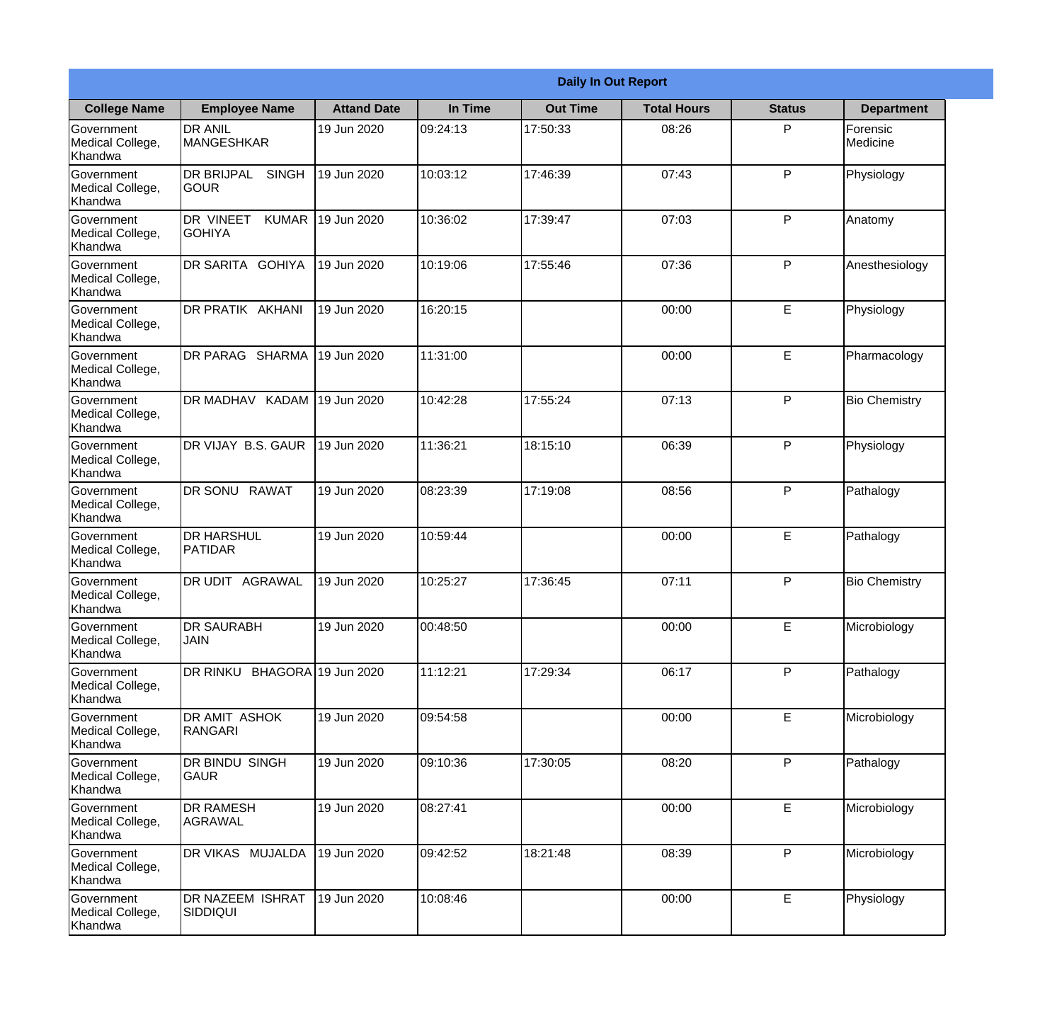| Daily In Out Report | | | | | | | |
|---|---|---|---|---|---|---|---|
| **College Name** | **Employee Name** | **Attand Date** | **In Time** | **Out Time** | **Total Hours** | **Status** | **Department** |
| Government Medical College, Khandwa | DR ANIL MANGESHKAR | 19 Jun 2020 | 09:24:13 | 17:50:33 | 08:26 | P | Forensic Medicine |
| Government Medical College, Khandwa | DR BRIJPAL SINGH GOUR | 19 Jun 2020 | 10:03:12 | 17:46:39 | 07:43 | P | Physiology |
| Government Medical College, Khandwa | DR VINEET KUMAR GOHIYA | 19 Jun 2020 | 10:36:02 | 17:39:47 | 07:03 | P | Anatomy |
| Government Medical College, Khandwa | DR SARITA GOHIYA | 19 Jun 2020 | 10:19:06 | 17:55:46 | 07:36 | P | Anesthesiology |
| Government Medical College, Khandwa | DR PRATIK AKHANI | 19 Jun 2020 | 16:20:15 | | 00:00 | E | Physiology |
| Government Medical College, Khandwa | DR PARAG SHARMA | 19 Jun 2020 | 11:31:00 | | 00:00 | E | Pharmacology |
| Government Medical College, Khandwa | DR MADHAV KADAM | 19 Jun 2020 | 10:42:28 | 17:55:24 | 07:13 | P | Bio Chemistry |
| Government Medical College, Khandwa | DR VIJAY B.S. GAUR | 19 Jun 2020 | 11:36:21 | 18:15:10 | 06:39 | P | Physiology |
| Government Medical College, Khandwa | DR SONU RAWAT | 19 Jun 2020 | 08:23:39 | 17:19:08 | 08:56 | P | Pathalogy |
| Government Medical College, Khandwa | DR HARSHUL PATIDAR | 19 Jun 2020 | 10:59:44 | | 00:00 | E | Pathalogy |
| Government Medical College, Khandwa | DR UDIT AGRAWAL | 19 Jun 2020 | 10:25:27 | 17:36:45 | 07:11 | P | Bio Chemistry |
| Government Medical College, Khandwa | DR SAURABH JAIN | 19 Jun 2020 | 00:48:50 | | 00:00 | E | Microbiology |
| Government Medical College, Khandwa | DR RINKU BHAGORA | 19 Jun 2020 | 11:12:21 | 17:29:34 | 06:17 | P | Pathalogy |
| Government Medical College, Khandwa | DR AMIT ASHOK RANGARI | 19 Jun 2020 | 09:54:58 | | 00:00 | E | Microbiology |
| Government Medical College, Khandwa | DR BINDU SINGH GAUR | 19 Jun 2020 | 09:10:36 | 17:30:05 | 08:20 | P | Pathalogy |
| Government Medical College, Khandwa | DR RAMESH AGRAWAL | 19 Jun 2020 | 08:27:41 | | 00:00 | E | Microbiology |
| Government Medical College, Khandwa | DR VIKAS MUJALDA | 19 Jun 2020 | 09:42:52 | 18:21:48 | 08:39 | P | Microbiology |
| Government Medical College, Khandwa | DR NAZEEM ISHRAT SIDDIQUI | 19 Jun 2020 | 10:08:46 | | 00:00 | E | Physiology |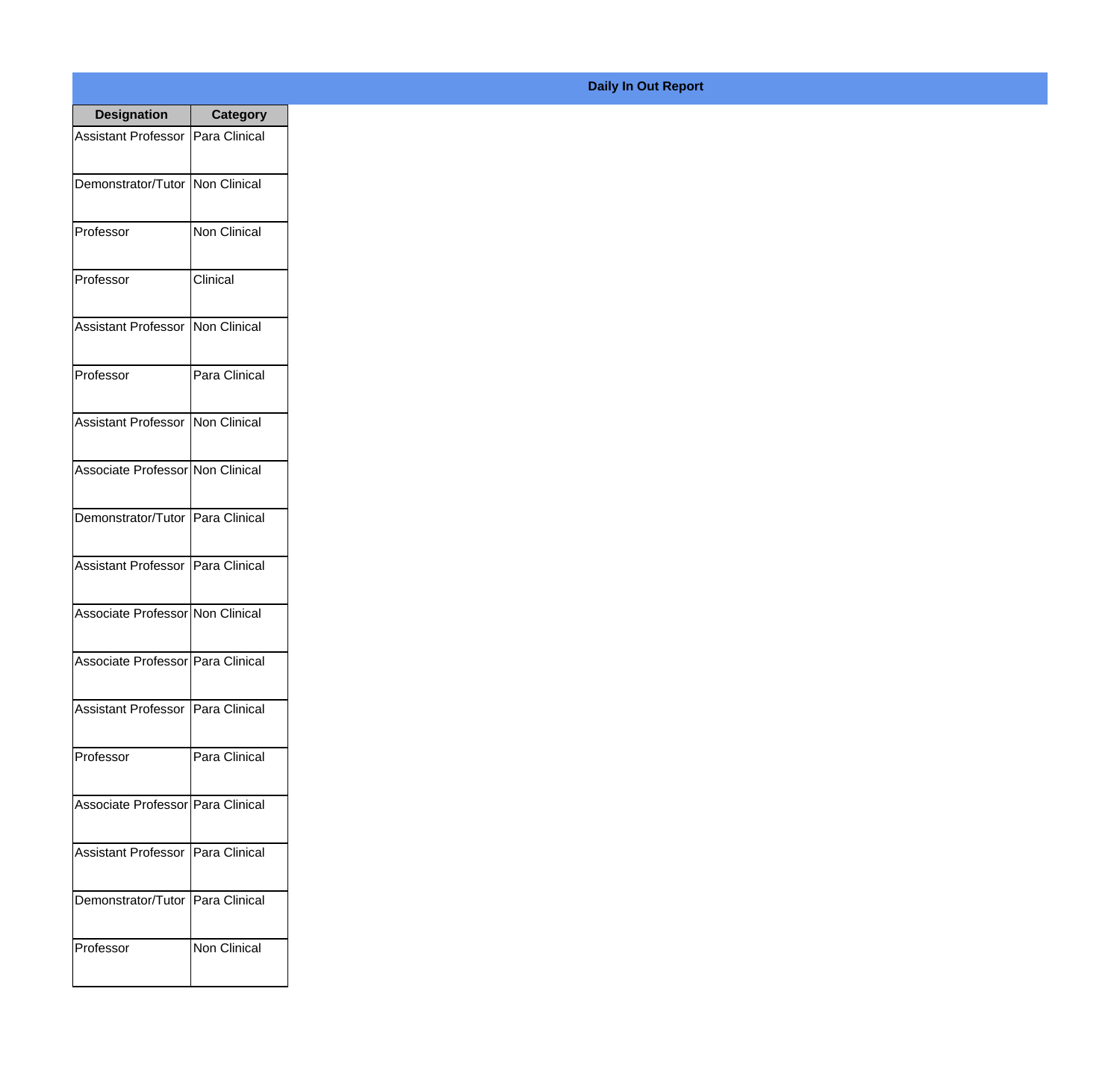**Daily In Out Report**

| Designation | Category |
|---|---|
| Assistant Professor | Para Clinical |
| Demonstrator/Tutor | Non Clinical |
| Professor | Non Clinical |
| Professor | Clinical |
| Assistant Professor | Non Clinical |
| Professor | Para Clinical |
| Assistant Professor | Non Clinical |
| Associate Professor | Non Clinical |
| Demonstrator/Tutor | Para Clinical |
| Assistant Professor | Para Clinical |
| Associate Professor | Non Clinical |
| Associate Professor | Para Clinical |
| Assistant Professor | Para Clinical |
| Professor | Para Clinical |
| Associate Professor | Para Clinical |
| Assistant Professor | Para Clinical |
| Demonstrator/Tutor | Para Clinical |
| Professor | Non Clinical |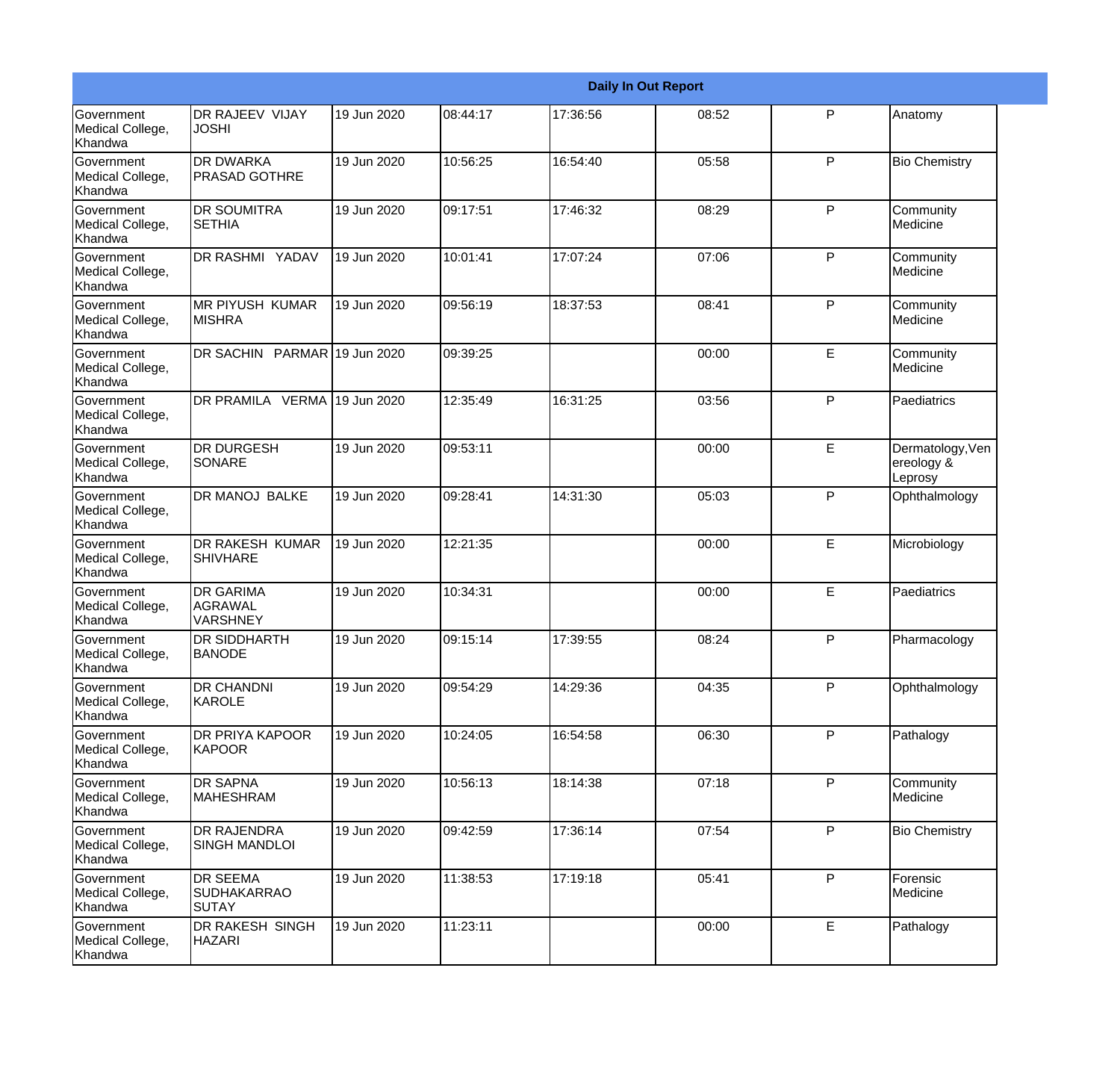| Daily In Out Report | | | | | | | |
|---|---|---|---|---|---|---|---|
| Government Medical College, Khandwa | DR RAJEEV VIJAY JOSHI | 19 Jun 2020 | 08:44:17 | 17:36:56 | 08:52 | P | Anatomy |
| Government Medical College, Khandwa | DR DWARKA PRASAD GOTHRE | 19 Jun 2020 | 10:56:25 | 16:54:40 | 05:58 | P | Bio Chemistry |
| Government Medical College, Khandwa | DR SOUMITRA SETHIA | 19 Jun 2020 | 09:17:51 | 17:46:32 | 08:29 | P | Community Medicine |
| Government Medical College, Khandwa | DR RASHMI YADAV | 19 Jun 2020 | 10:01:41 | 17:07:24 | 07:06 | P | Community Medicine |
| Government Medical College, Khandwa | MR PIYUSH KUMAR MISHRA | 19 Jun 2020 | 09:56:19 | 18:37:53 | 08:41 | P | Community Medicine |
| Government Medical College, Khandwa | DR SACHIN PARMAR | 19 Jun 2020 | 09:39:25 | | 00:00 | E | Community Medicine |
| Government Medical College, Khandwa | DR PRAMILA VERMA | 19 Jun 2020 | 12:35:49 | 16:31:25 | 03:56 | P | Paediatrics |
| Government Medical College, Khandwa | DR DURGESH SONARE | 19 Jun 2020 | 09:53:11 | | 00:00 | E | Dermatology,Venereology & Leprosy |
| Government Medical College, Khandwa | DR MANOJ BALKE | 19 Jun 2020 | 09:28:41 | 14:31:30 | 05:03 | P | Ophthalmology |
| Government Medical College, Khandwa | DR RAKESH KUMAR SHIVHARE | 19 Jun 2020 | 12:21:35 | | 00:00 | E | Microbiology |
| Government Medical College, Khandwa | DR GARIMA AGRAWAL VARSHNEY | 19 Jun 2020 | 10:34:31 | | 00:00 | E | Paediatrics |
| Government Medical College, Khandwa | DR SIDDHARTH BANODE | 19 Jun 2020 | 09:15:14 | 17:39:55 | 08:24 | P | Pharmacology |
| Government Medical College, Khandwa | DR CHANDNI KAROLE | 19 Jun 2020 | 09:54:29 | 14:29:36 | 04:35 | P | Ophthalmology |
| Government Medical College, Khandwa | DR PRIYA KAPOOR KAPOOR | 19 Jun 2020 | 10:24:05 | 16:54:58 | 06:30 | P | Pathalogy |
| Government Medical College, Khandwa | DR SAPNA MAHESHRAM | 19 Jun 2020 | 10:56:13 | 18:14:38 | 07:18 | P | Community Medicine |
| Government Medical College, Khandwa | DR RAJENDRA SINGH MANDLOI | 19 Jun 2020 | 09:42:59 | 17:36:14 | 07:54 | P | Bio Chemistry |
| Government Medical College, Khandwa | DR SEEMA SUDHAKARRAO SUTAY | 19 Jun 2020 | 11:38:53 | 17:19:18 | 05:41 | P | Forensic Medicine |
| Government Medical College, Khandwa | DR RAKESH SINGH HAZARI | 19 Jun 2020 | 11:23:11 | | 00:00 | E | Pathalogy |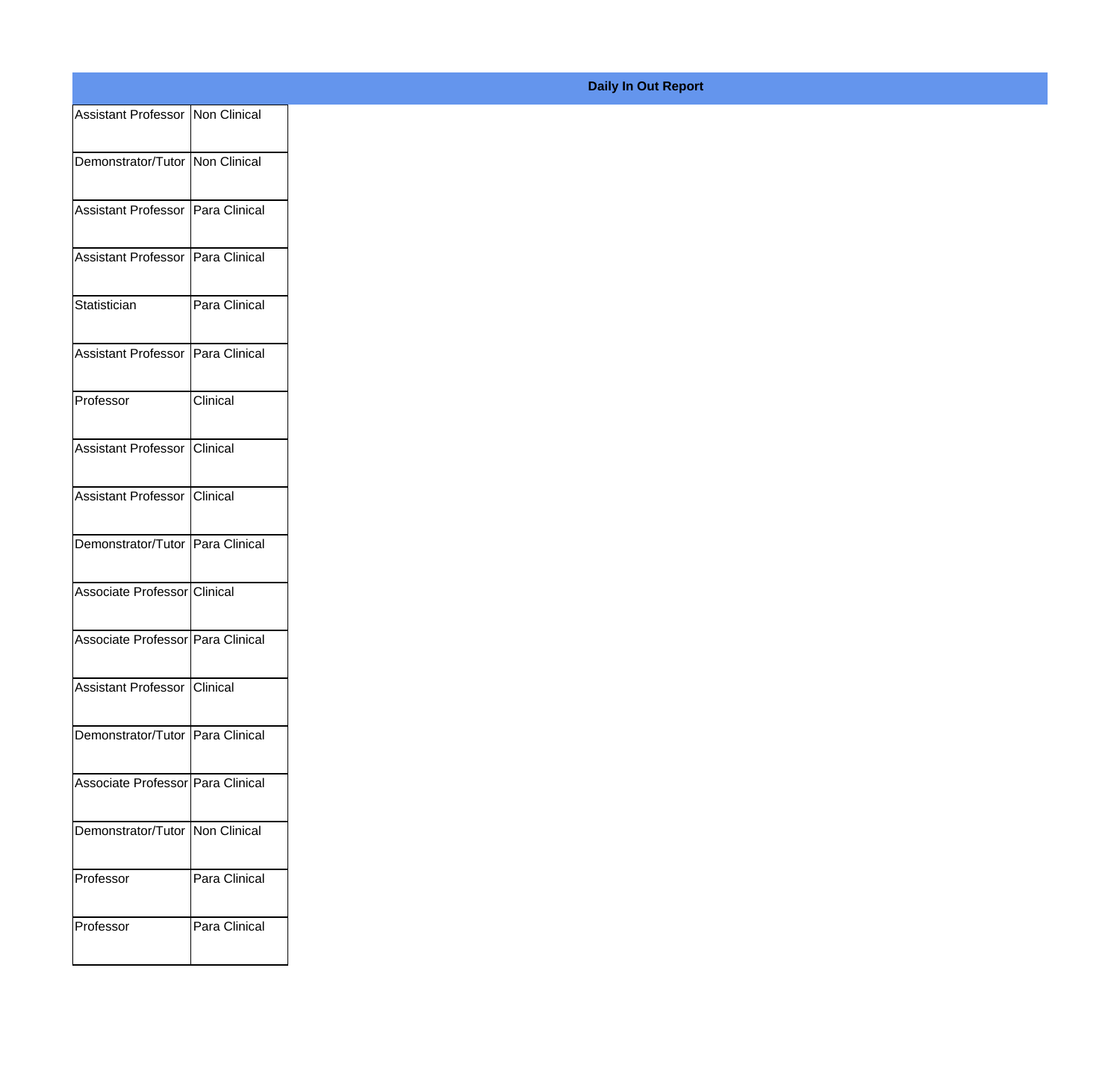**Daily In Out Report**

| | |
|---|---|
| Assistant Professor | Non Clinical |
| Demonstrator/Tutor | Non Clinical |
| Assistant Professor | Para Clinical |
| Assistant Professor | Para Clinical |
| Statistician | Para Clinical |
| Assistant Professor | Para Clinical |
| Professor | Clinical |
| Assistant Professor | Clinical |
| Assistant Professor | Clinical |
| Demonstrator/Tutor | Para Clinical |
| Associate Professor | Clinical |
| Associate Professor | Para Clinical |
| Assistant Professor | Clinical |
| Demonstrator/Tutor | Para Clinical |
| Associate Professor | Para Clinical |
| Demonstrator/Tutor | Non Clinical |
| Professor | Para Clinical |
| Professor | Para Clinical |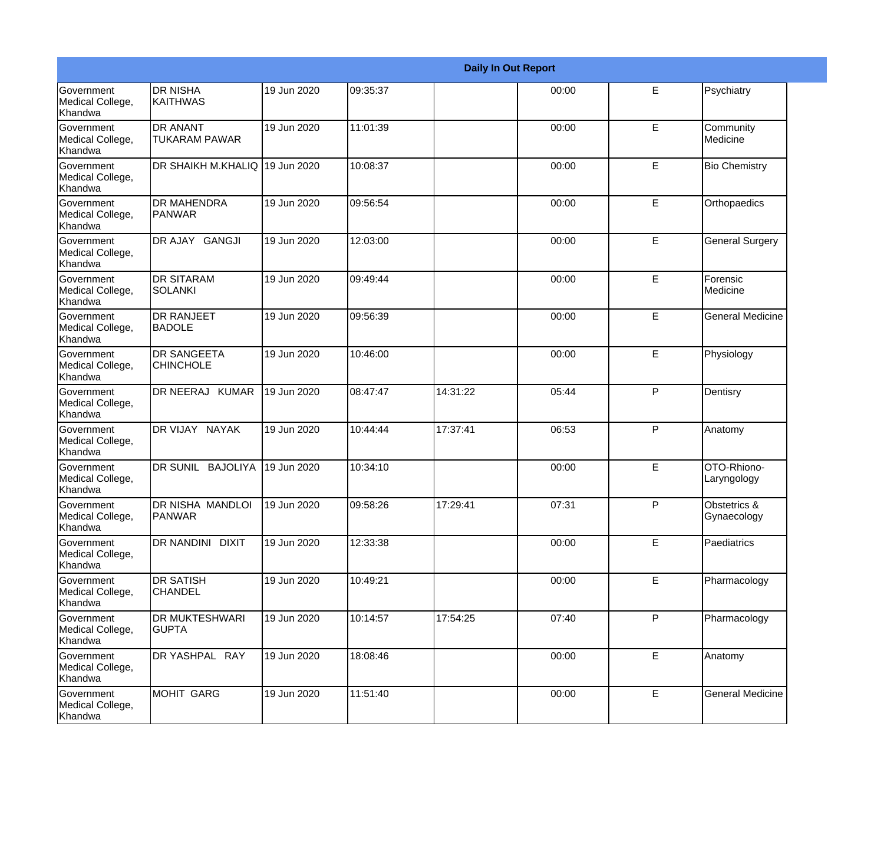| Daily In Out Report | | | | | | | |
|---|---|---|---|---|---|---|---|
| Government Medical College, Khandwa | DR NISHA KAITHWAS | 19 Jun 2020 | 09:35:37 | | 00:00 | E | Psychiatry |
| Government Medical College, Khandwa | DR ANANT TUKARAM PAWAR | 19 Jun 2020 | 11:01:39 | | 00:00 | E | Community Medicine |
| Government Medical College, Khandwa | DR SHAIKH M.KHALIQ | 19 Jun 2020 | 10:08:37 | | 00:00 | E | Bio Chemistry |
| Government Medical College, Khandwa | DR MAHENDRA PANWAR | 19 Jun 2020 | 09:56:54 | | 00:00 | E | Orthopaedics |
| Government Medical College, Khandwa | DR AJAY GANGJI | 19 Jun 2020 | 12:03:00 | | 00:00 | E | General Surgery |
| Government Medical College, Khandwa | DR SITARAM SOLANKI | 19 Jun 2020 | 09:49:44 | | 00:00 | E | Forensic Medicine |
| Government Medical College, Khandwa | DR RANJEET BADOLE | 19 Jun 2020 | 09:56:39 | | 00:00 | E | General Medicine |
| Government Medical College, Khandwa | DR SANGEETA CHINCHOLE | 19 Jun 2020 | 10:46:00 | | 00:00 | E | Physiology |
| Government Medical College, Khandwa | DR NEERAJ KUMAR | 19 Jun 2020 | 08:47:47 | 14:31:22 | 05:44 | P | Dentisry |
| Government Medical College, Khandwa | DR VIJAY NAYAK | 19 Jun 2020 | 10:44:44 | 17:37:41 | 06:53 | P | Anatomy |
| Government Medical College, Khandwa | DR SUNIL BAJOLIYA | 19 Jun 2020 | 10:34:10 | | 00:00 | E | OTO-Rhiono-Laryngology |
| Government Medical College, Khandwa | DR NISHA MANDLOI PANWAR | 19 Jun 2020 | 09:58:26 | 17:29:41 | 07:31 | P | Obstetrics & Gynaecology |
| Government Medical College, Khandwa | DR NANDINI DIXIT | 19 Jun 2020 | 12:33:38 | | 00:00 | E | Paediatrics |
| Government Medical College, Khandwa | DR SATISH CHANDEL | 19 Jun 2020 | 10:49:21 | | 00:00 | E | Pharmacology |
| Government Medical College, Khandwa | DR MUKTESHWARI GUPTA | 19 Jun 2020 | 10:14:57 | 17:54:25 | 07:40 | P | Pharmacology |
| Government Medical College, Khandwa | DR YASHPAL RAY | 19 Jun 2020 | 18:08:46 | | 00:00 | E | Anatomy |
| Government Medical College, Khandwa | MOHIT GARG | 19 Jun 2020 | 11:51:40 | | 00:00 | E | General Medicine |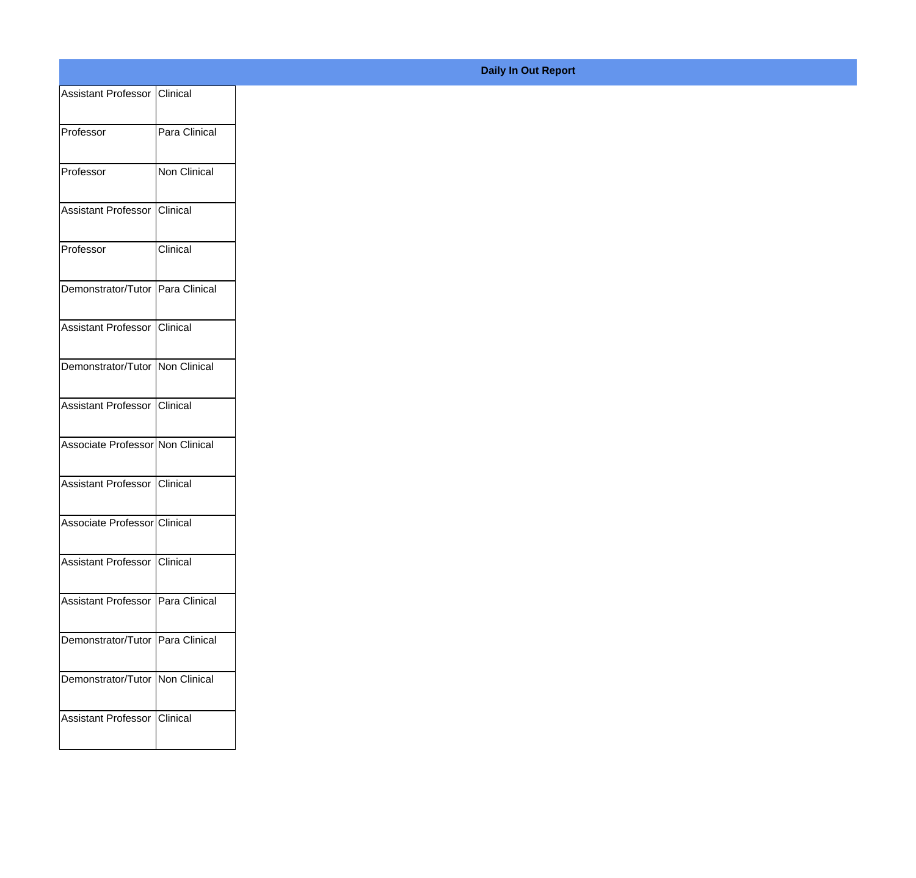**Daily In Out Report**

| | |
|---|---|
| Assistant Professor | Clinical |
| Professor | Para Clinical |
| Professor | Non Clinical |
| Assistant Professor | Clinical |
| Professor | Clinical |
| Demonstrator/Tutor | Para Clinical |
| Assistant Professor | Clinical |
| Demonstrator/Tutor | Non Clinical |
| Assistant Professor | Clinical |
| Associate Professor | Non Clinical |
| Assistant Professor | Clinical |
| Associate Professor | Clinical |
| Assistant Professor | Clinical |
| Assistant Professor | Para Clinical |
| Demonstrator/Tutor | Para Clinical |
| Demonstrator/Tutor | Non Clinical |
| Assistant Professor | Clinical |